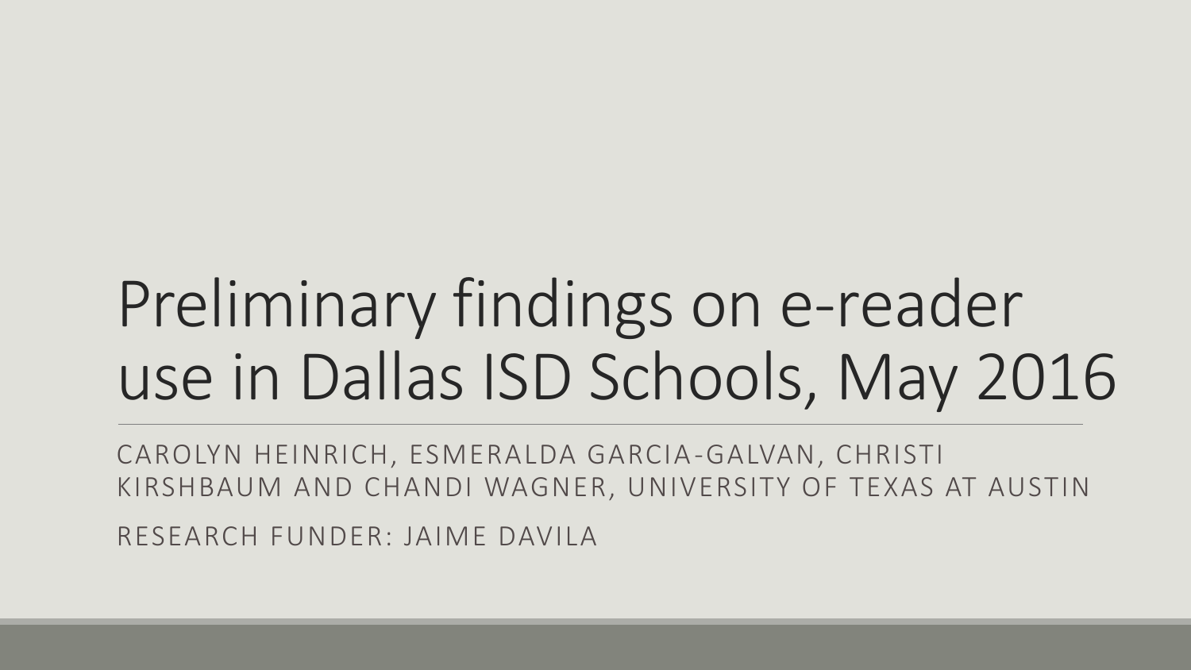# Preliminary findings on e-reader use in Dallas ISD Schools, May 2016

CAROLYN HEINRICH, ESMERALDA GARCIA-GALVAN, CHRISTI KIRSHBAUM AND CHANDI WAGNER, UNIVERSITY OF TEXAS AT AUSTIN

RESEARCH FUNDER: JAIME DAVILA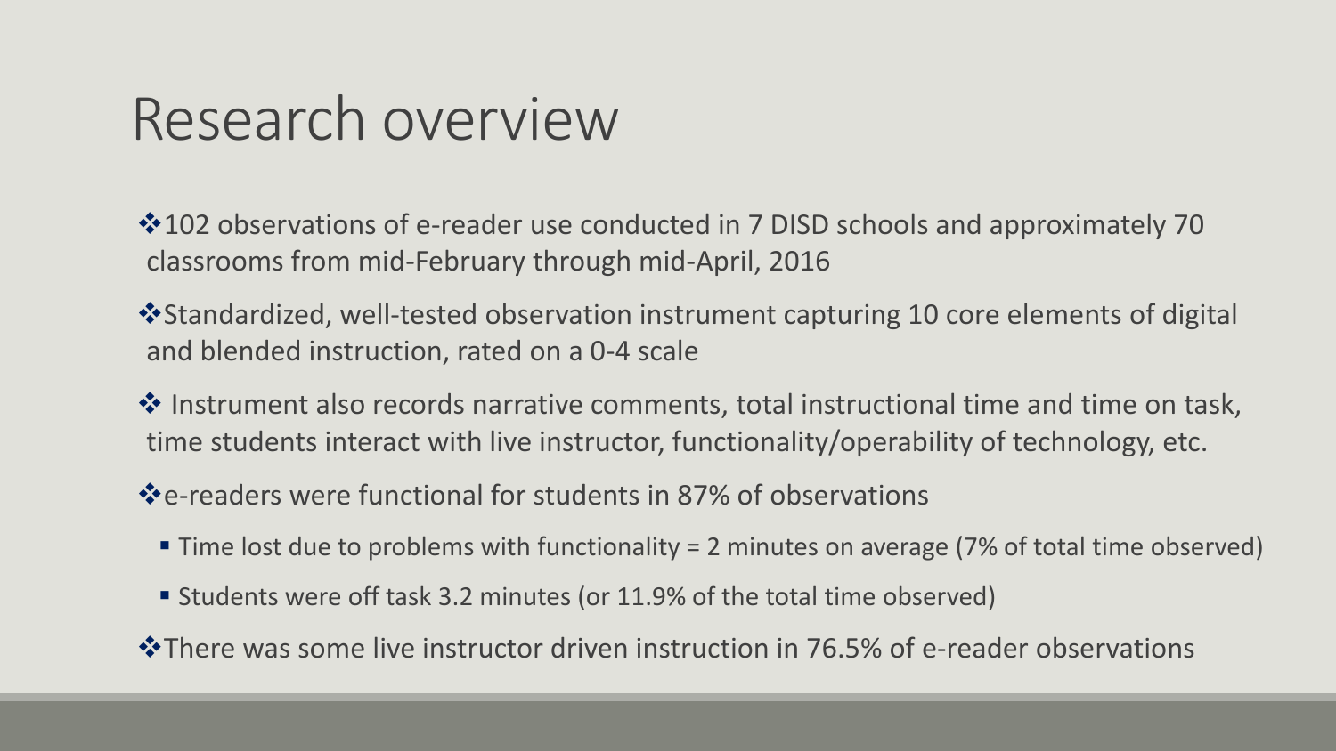# Research overview

- 102 observations of e-reader use conducted in 7 DISD schools and approximately 70 classrooms from mid-February through mid-April, 2016
- Standardized, well-tested observation instrument capturing 10 core elements of digital and blended instruction, rated on a 0-4 scale
- Instrument also records narrative comments, total instructional time and time on task, time students interact with live instructor, functionality/operability of technology, etc.
- e-readers were functional for students in 87% of observations
  - Time lost due to problems with functionality = 2 minutes on average (7% of total time observed)
  - Students were off task 3.2 minutes (or 11.9% of the total time observed)
- There was some live instructor driven instruction in 76.5% of e-reader observations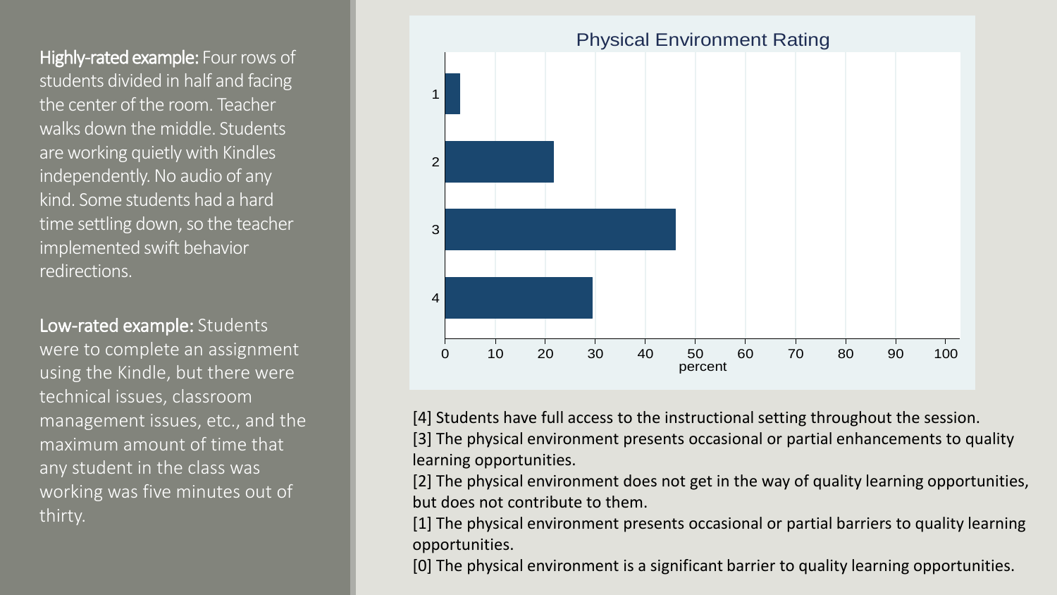**Highly-rated example:** Four rows of students divided in half and facing the center of the room. Teacher walks down the middle. Students are working quietly with Kindles independently. No audio of any kind. Some students had a hard time settling down, so the teacher implemented swift behavior redirections.

**Low-rated example:** Students were to complete an assignment using the Kindle, but there were technical issues, classroom management issues, etc., and the maximum amount of time that any student in the class was working was five minutes out of thirty.

Physical Environment Rating

| Rating | percent |
|---|---|
| 1 | ~3 |
| 2 | ~22 |
| 3 | ~46 |
| 4 | ~30 |

[4] Students have full access to the instructional setting throughout the session.

[3] The physical environment presents occasional or partial enhancements to quality learning opportunities.

[2] The physical environment does not get in the way of quality learning opportunities, but does not contribute to them.

[1] The physical environment presents occasional or partial barriers to quality learning opportunities.

[0] The physical environment is a significant barrier to quality learning opportunities.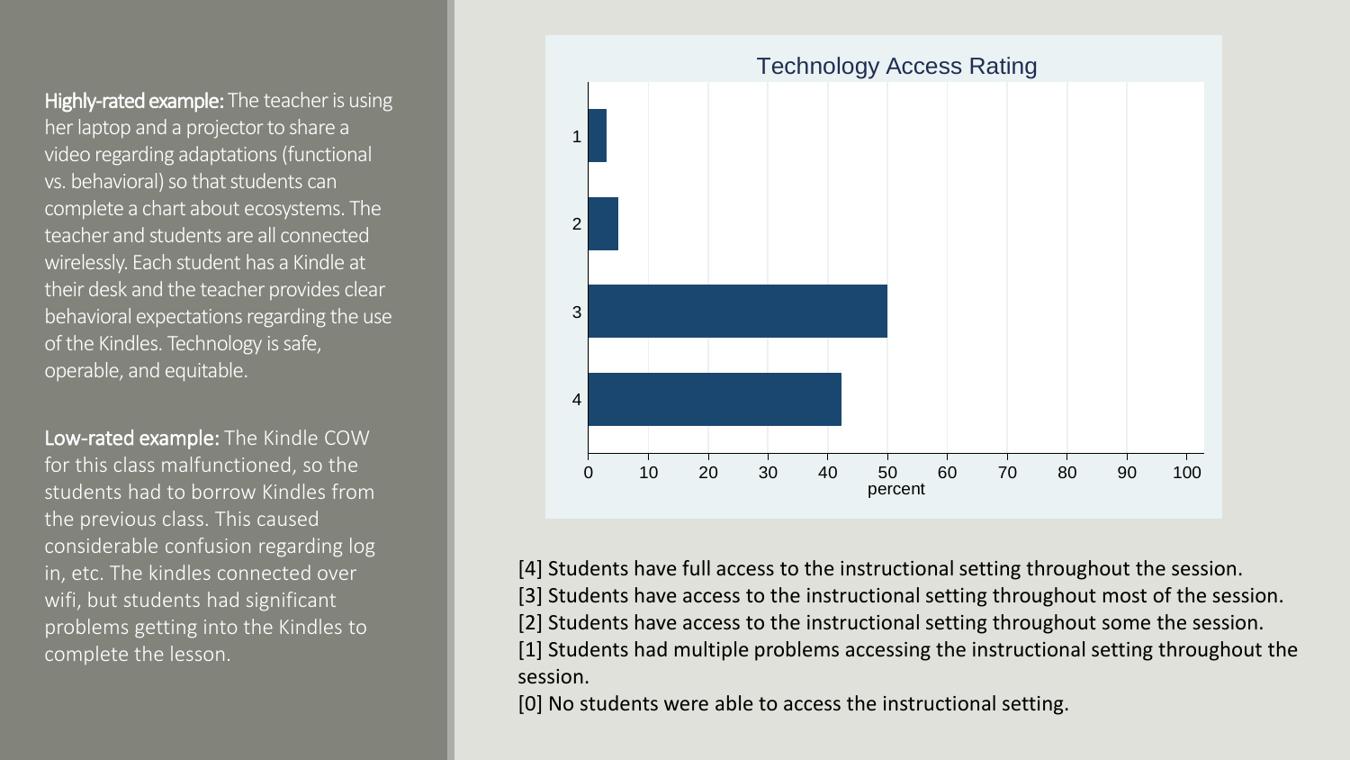**Highly-rated example:** The teacher is using her laptop and a projector to share a video regarding adaptations (functional vs. behavioral) so that students can complete a chart about ecosystems. The teacher and students are all connected wirelessly. Each student has a Kindle at their desk and the teacher provides clear behavioral expectations regarding the use of the Kindles. Technology is safe, operable, and equitable.

**Low-rated example:** The Kindle COW for this class malfunctioned, so the students had to borrow Kindles from the previous class. This caused considerable confusion regarding log in, etc. The kindles connected over wifi, but students had significant problems getting into the Kindles to complete the lesson.

## Technology Access Rating

| Rating | Percent (approx.) |
| --- | --- |
| 1 | 3 |
| 2 | 5 |
| 3 | 50 |
| 4 | 42 |

[4] Students have full access to the instructional setting throughout the session.
[3] Students have access to the instructional setting throughout most of the session.
[2] Students have access to the instructional setting throughout some the session.
[1] Students had multiple problems accessing the instructional setting throughout the session.
[0] No students were able to access the instructional setting.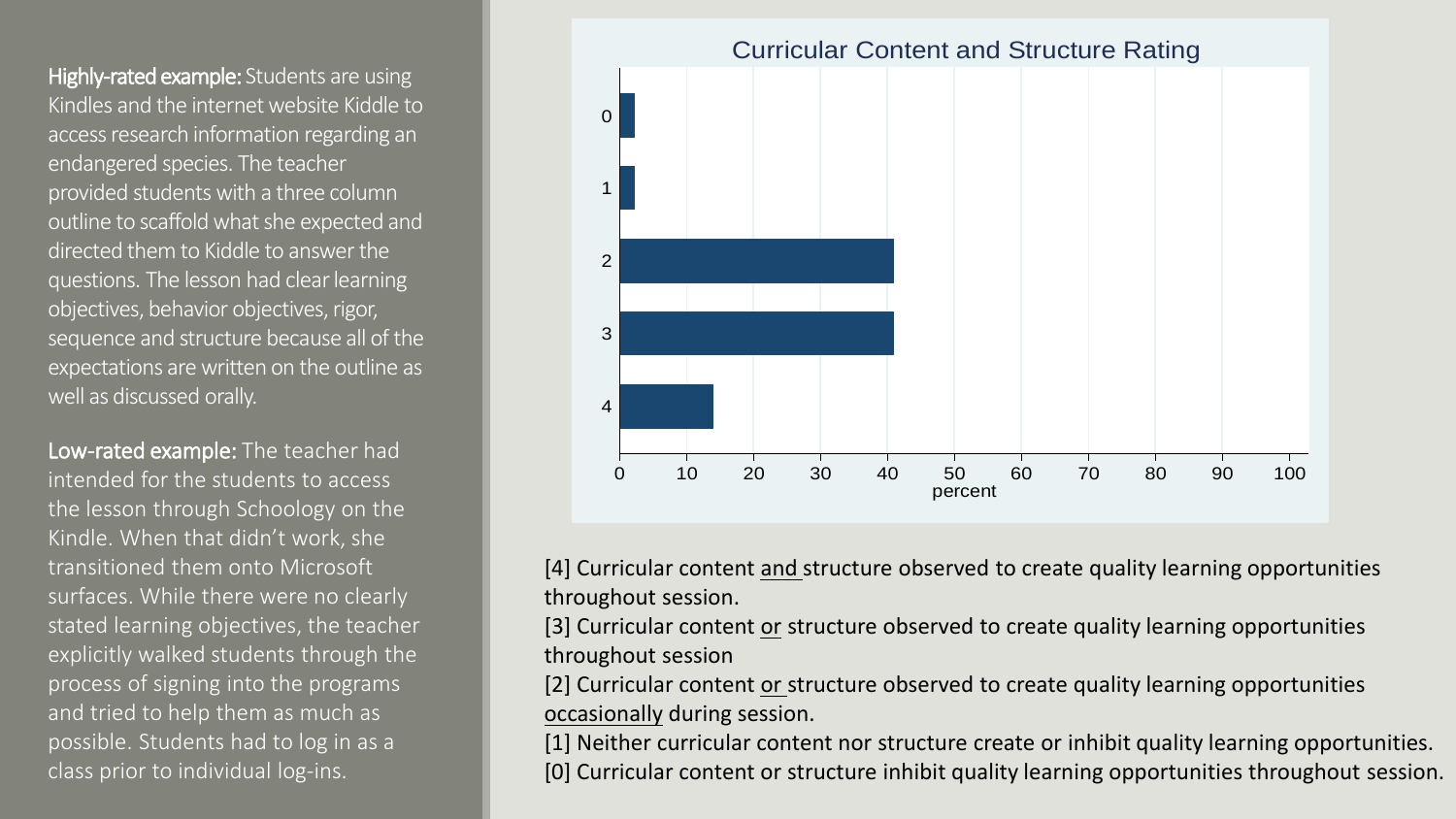**Highly-rated example:** Students are using Kindles and the internet website Kiddle to access research information regarding an endangered species. The teacher provided students with a three column outline to scaffold what she expected and directed them to Kiddle to answer the questions. The lesson had clear learning objectives, behavior objectives, rigor, sequence and structure because all of the expectations are written on the outline as well as discussed orally.

**Low-rated example:** The teacher had intended for the students to access the lesson through Schoology on the Kindle. When that didn't work, she transitioned them onto Microsoft surfaces. While there were no clearly stated learning objectives, the teacher explicitly walked students through the process of signing into the programs and tried to help them as much as possible. Students had to log in as a class prior to individual log-ins.

Curricular Content and Structure Rating

| Rating | Percent (approx.) |
|---|---|
| 0 | 2 |
| 1 | 2 |
| 2 | 41 |
| 3 | 41 |
| 4 | 14 |

[4] Curricular content and structure observed to create quality learning opportunities throughout session.
[3] Curricular content or structure observed to create quality learning opportunities throughout session
[2] Curricular content or structure observed to create quality learning opportunities occasionally during session.
[1] Neither curricular content nor structure create or inhibit quality learning opportunities.
[0] Curricular content or structure inhibit quality learning opportunities throughout session.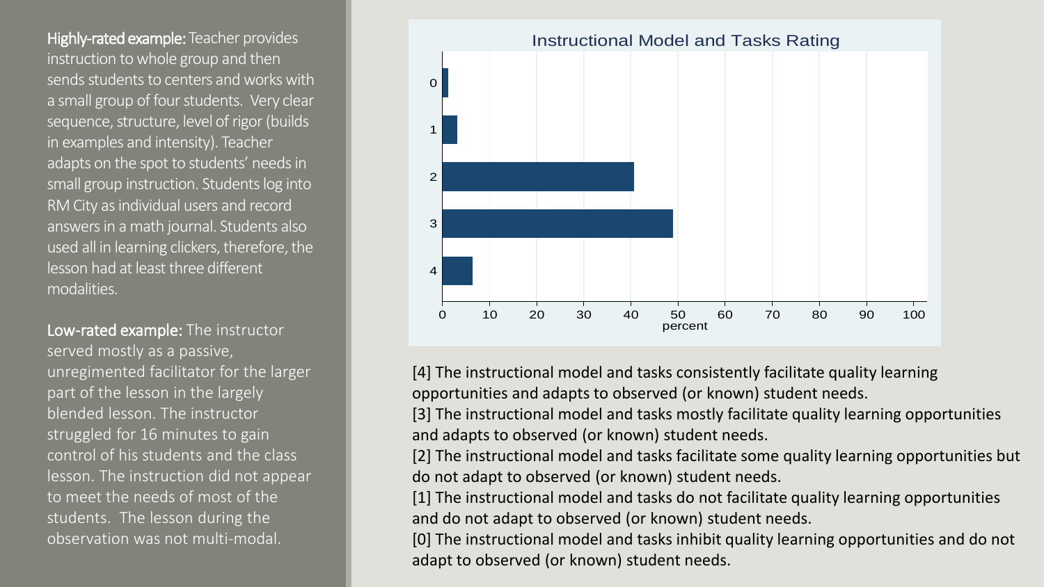**Highly-rated example:** Teacher provides instruction to whole group and then sends students to centers and works with a small group of four students. Very clear sequence, structure, level of rigor (builds in examples and intensity). Teacher adapts on the spot to students' needs in small group instruction. Students log into RM City as individual users and record answers in a math journal. Students also used all in learning clickers, therefore, the lesson had at least three different modalities.

**Low-rated example:** The instructor served mostly as a passive, unregimented facilitator for the larger part of the lesson in the largely blended lesson. The instructor struggled for 16 minutes to gain control of his students and the class lesson. The instruction did not appear to meet the needs of most of the students. The lesson during the observation was not multi-modal.

Instructional Model and Tasks Rating

| Rating | Percent (approx.) |
| --- | --- |
| 0 | ~1 |
| 1 | ~3 |
| 2 | ~41 |
| 3 | ~49 |
| 4 | ~6 |

[4] The instructional model and tasks consistently facilitate quality learning opportunities and adapts to observed (or known) student needs.
[3] The instructional model and tasks mostly facilitate quality learning opportunities and adapts to observed (or known) student needs.
[2] The instructional model and tasks facilitate some quality learning opportunities but do not adapt to observed (or known) student needs.
[1] The instructional model and tasks do not facilitate quality learning opportunities and do not adapt to observed (or known) student needs.
[0] The instructional model and tasks inhibit quality learning opportunities and do not adapt to observed (or known) student needs.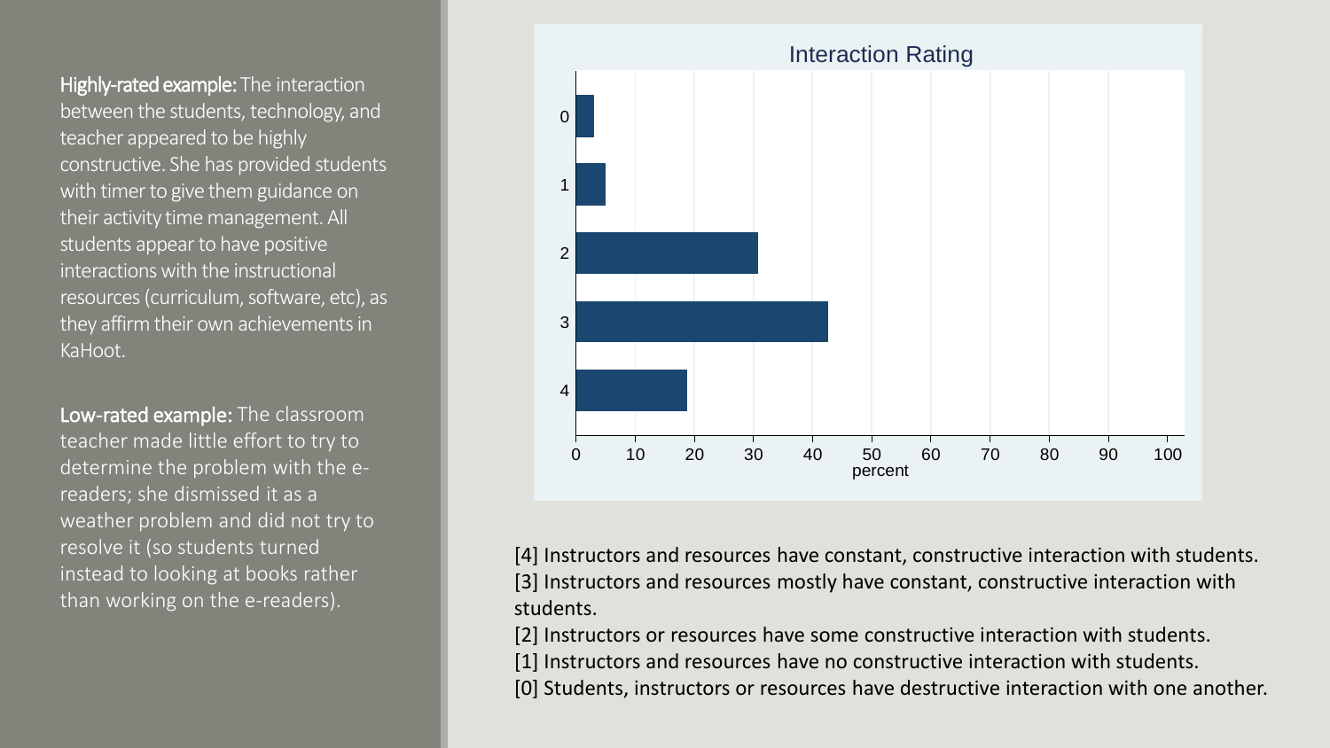**Highly-rated example:** The interaction between the students, technology, and teacher appeared to be highly constructive. She has provided students with timer to give them guidance on their activity time management. All students appear to have positive interactions with the instructional resources (curriculum, software, etc), as they affirm their own achievements in KaHoot.

**Low-rated example:** The classroom teacher made little effort to try to determine the problem with the e-readers; she dismissed it as a weather problem and did not try to resolve it (so students turned instead to looking at books rather than working on the e-readers).

Interaction Rating

| Rating | percent |
|---|---|
| 0 | ~3 |
| 1 | ~5 |
| 2 | ~31 |
| 3 | ~43 |
| 4 | ~19 |

[4] Instructors and resources have constant, constructive interaction with students.
[3] Instructors and resources mostly have constant, constructive interaction with students.
[2] Instructors or resources have some constructive interaction with students.
[1] Instructors and resources have no constructive interaction with students.
[0] Students, instructors or resources have destructive interaction with one another.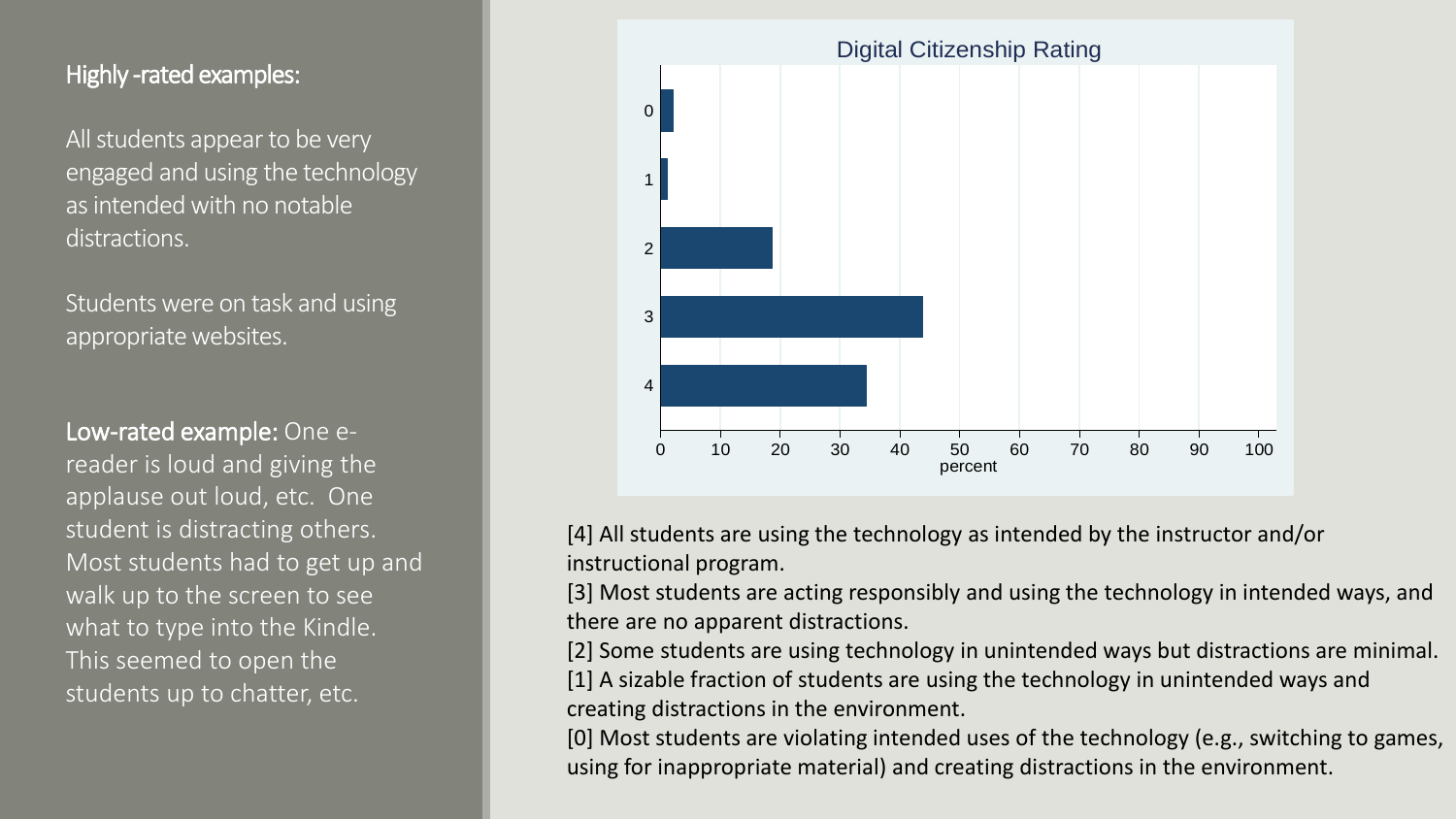**Highly -rated examples:**

All students appear to be very engaged and using the technology as intended with no notable distractions.

Students were on task and using appropriate websites.

**Low-rated example:** One e-reader is loud and giving the applause out loud, etc. One student is distracting others. Most students had to get up and walk up to the screen to see what to type into the Kindle. This seemed to open the students up to chatter, etc.

Digital Citizenship Rating

[4] All students are using the technology as intended by the instructor and/or instructional program.
[3] Most students are acting responsibly and using the technology in intended ways, and there are no apparent distractions.
[2] Some students are using technology in unintended ways but distractions are minimal.
[1] A sizable fraction of students are using the technology in unintended ways and creating distractions in the environment.
[0] Most students are violating intended uses of the technology (e.g., switching to games, using for inappropriate material) and creating distractions in the environment.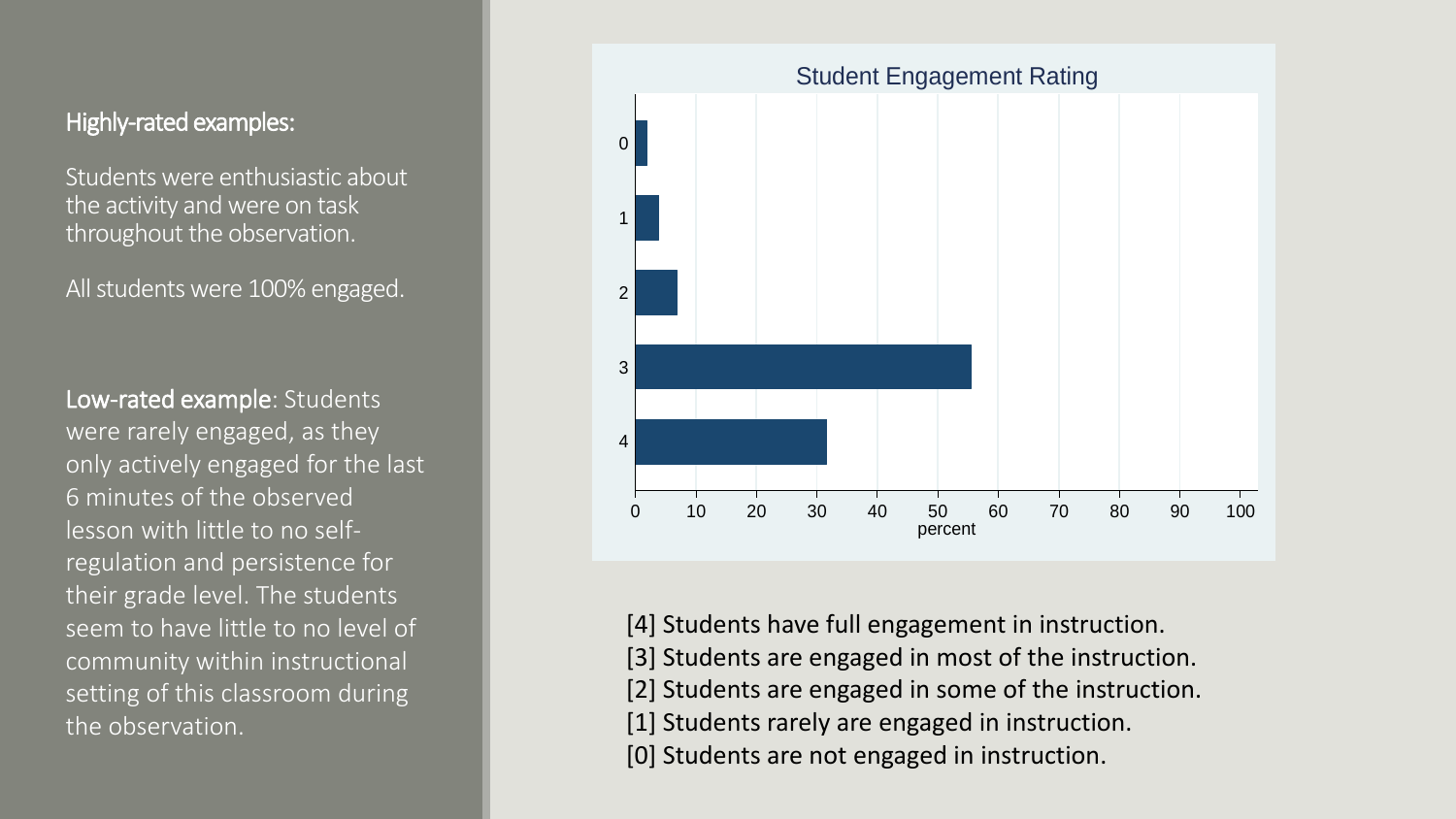**Highly-rated examples:**

Students were enthusiastic about the activity and were on task throughout the observation.

All students were 100% engaged.

**Low-rated example**: Students were rarely engaged, as they only actively engaged for the last 6 minutes of the observed lesson with little to no self-regulation and persistence for their grade level. The students seem to have little to no level of community within instructional setting of this classroom during the observation.

Student Engagement Rating

[4] Students have full engagement in instruction.
[3] Students are engaged in most of the instruction.
[2] Students are engaged in some of the instruction.
[1] Students rarely are engaged in instruction.
[0] Students are not engaged in instruction.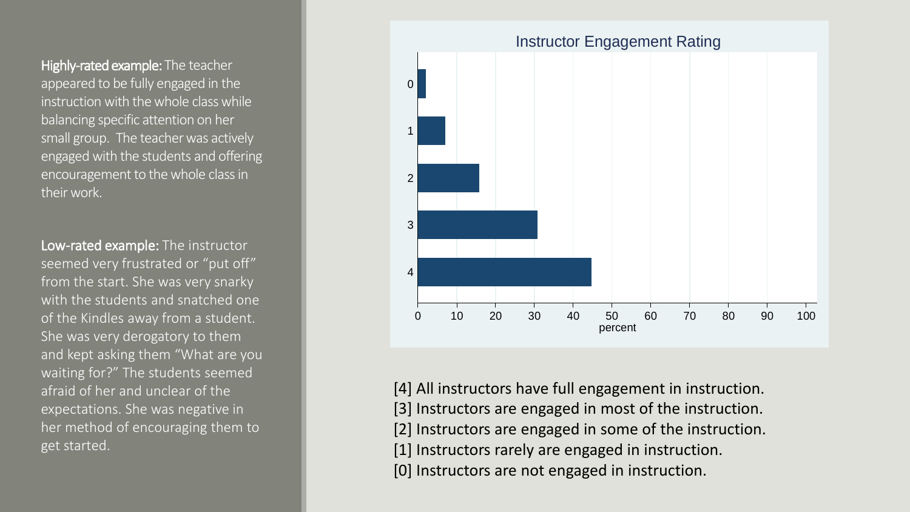**Highly-rated example:** The teacher appeared to be fully engaged in the instruction with the whole class while balancing specific attention on her small group. The teacher was actively engaged with the students and offering encouragement to the whole class in their work.

**Low-rated example:** The instructor seemed very frustrated or "put off" from the start. She was very snarky with the students and snatched one of the Kindles away from a student. She was very derogatory to them and kept asking them "What are you waiting for?" The students seemed afraid of her and unclear of the expectations. She was negative in her method of encouraging them to get started.

Instructor Engagement Rating

[4] All instructors have full engagement in instruction.
[3] Instructors are engaged in most of the instruction.
[2] Instructors are engaged in some of the instruction.
[1] Instructors rarely are engaged in instruction.
[0] Instructors are not engaged in instruction.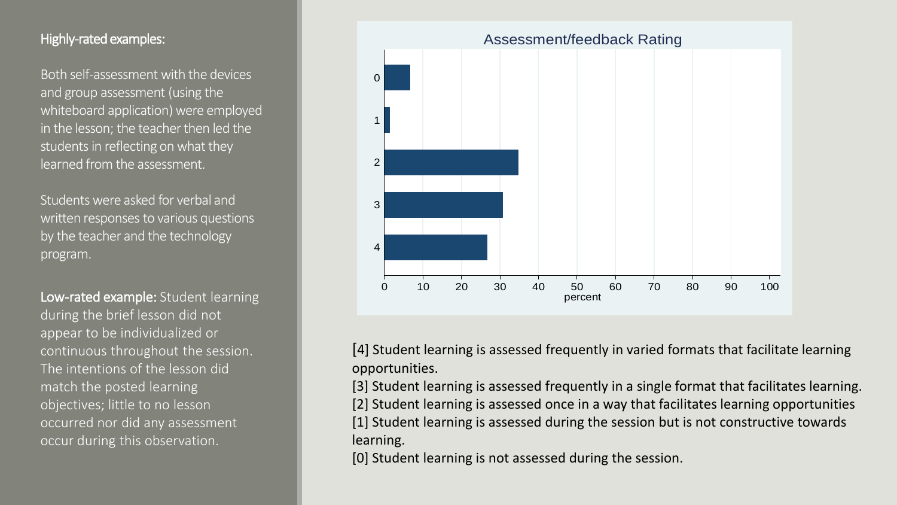**Highly-rated examples:**

Both self-assessment with the devices and group assessment (using the whiteboard application) were employed in the lesson; the teacher then led the students in reflecting on what they learned from the assessment.

Students were asked for verbal and written responses to various questions by the teacher and the technology program.

**Low-rated example:** Student learning during the brief lesson did not appear to be individualized or continuous throughout the session. The intentions of the lesson did match the posted learning objectives; little to no lesson occurred nor did any assessment occur during this observation.

Assessment/feedback Rating

[4] Student learning is assessed frequently in varied formats that facilitate learning opportunities.

[3] Student learning is assessed frequently in a single format that facilitates learning.

[2] Student learning is assessed once in a way that facilitates learning opportunities

[1] Student learning is assessed during the session but is not constructive towards learning.

[0] Student learning is not assessed during the session.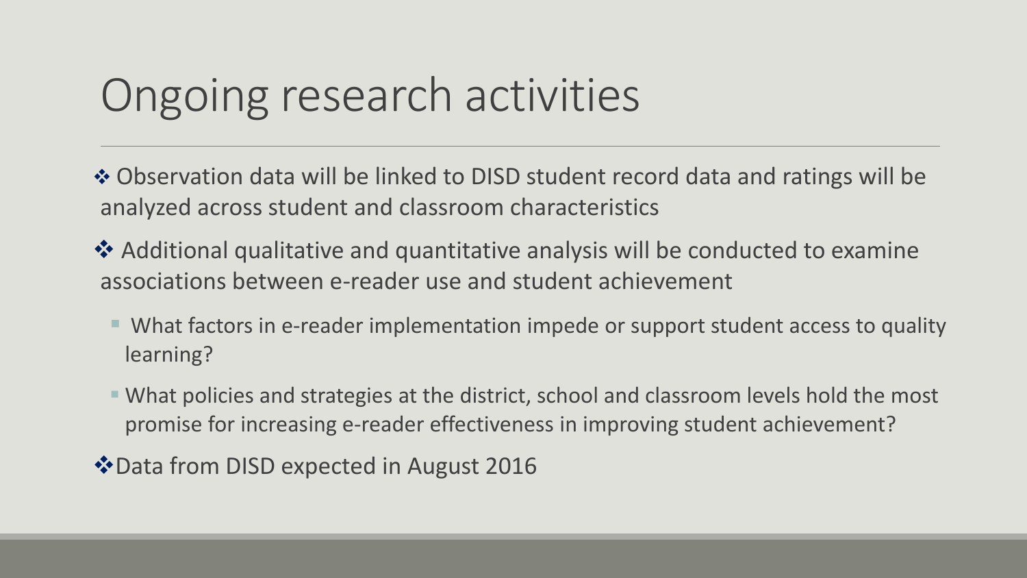# Ongoing research activities

- Observation data will be linked to DISD student record data and ratings will be analyzed across student and classroom characteristics
- Additional qualitative and quantitative analysis will be conducted to examine associations between e-reader use and student achievement
  - What factors in e-reader implementation impede or support student access to quality learning?
  - What policies and strategies at the district, school and classroom levels hold the most promise for increasing e-reader effectiveness in improving student achievement?
- Data from DISD expected in August 2016